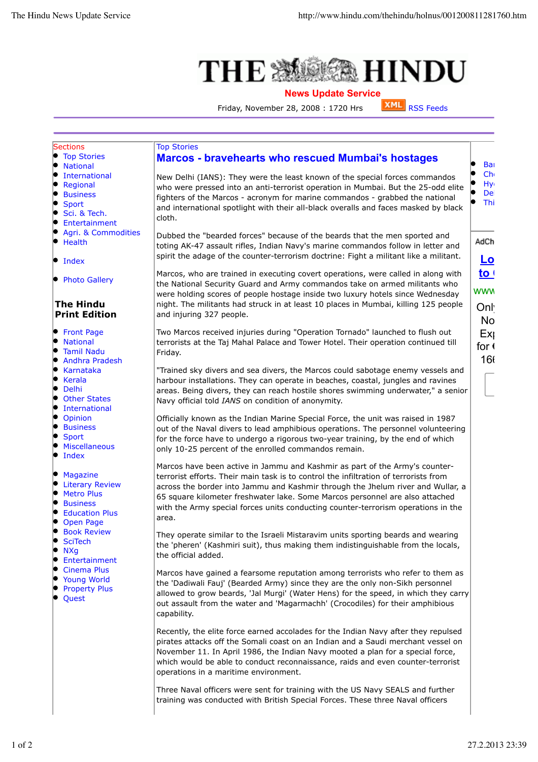# THE HINDU

**News Update Service**

Friday, November 28, 2008 : 1720 Hrs XML RSS Feeds

Sections
- Top Stories
- National
- International
- Regional
- Business
- Sport
- Sci. & Tech.
- Entertainment
- Agri. & Commodities
- Health

- Index

- Photo Gallery

**The Hindu Print Edition**

- Front Page
- National
- Tamil Nadu
- Andhra Pradesh
- Karnataka
- Kerala
- Delhi
- Other States
- International
- Opinion
- Business
- Sport
- Miscellaneous
- Index

- Magazine
- Literary Review
- Metro Plus
- Business
- Education Plus
- Open Page
- Book Review
- SciTech
- NXg
- Entertainment
- Cinema Plus
- Young World
- Property Plus
- Quest

Top Stories

## Marcos - bravehearts who rescued Mumbai's hostages

New Delhi (IANS): They were the least known of the special forces commandos who were pressed into an anti-terrorist operation in Mumbai. But the 25-odd elite fighters of the Marcos - acronym for marine commandos - grabbed the national and international spotlight with their all-black overalls and faces masked by black cloth.

Dubbed the "bearded forces" because of the beards that the men sported and toting AK-47 assault rifles, Indian Navy's marine commandos follow in letter and spirit the adage of the counter-terrorism doctrine: Fight a militant like a militant.

Marcos, who are trained in executing covert operations, were called in along with the National Security Guard and Army commandos take on armed militants who were holding scores of people hostage inside two luxury hotels since Wednesday night. The militants had struck in at least 10 places in Mumbai, killing 125 people and injuring 327 people.

Two Marcos received injuries during "Operation Tornado" launched to flush out terrorists at the Taj Mahal Palace and Tower Hotel. Their operation continued till Friday.

"Trained sky divers and sea divers, the Marcos could sabotage enemy vessels and harbour installations. They can operate in beaches, coastal, jungles and ravines areas. Being divers, they can reach hostile shores swimming underwater," a senior Navy official told *IANS* on condition of anonymity.

Officially known as the Indian Marine Special Force, the unit was raised in 1987 out of the Naval divers to lead amphibious operations. The personnel volunteering for the force have to undergo a rigorous two-year training, by the end of which only 10-25 percent of the enrolled commandos remain.

Marcos have been active in Jammu and Kashmir as part of the Army's counter-terrorist efforts. Their main task is to control the infiltration of terrorists from across the border into Jammu and Kashmir through the Jhelum river and Wullar, a 65 square kilometer freshwater lake. Some Marcos personnel are also attached with the Army special forces units conducting counter-terrorism operations in the area.

They operate similar to the Israeli Mistaravim units sporting beards and wearing the 'pheren' (Kashmiri suit), thus making them indistinguishable from the locals, the official added.

Marcos have gained a fearsome reputation among terrorists who refer to them as the 'Dadiwali Fauj' (Bearded Army) since they are the only non-Sikh personnel allowed to grow beards, 'Jal Murgi' (Water Hens) for the speed, in which they carry out assault from the water and 'Magarmachh' (Crocodiles) for their amphibious capability.

Recently, the elite force earned accolades for the Indian Navy after they repulsed pirates attacks off the Somali coast on an Indian and a Saudi merchant vessel on November 11. In April 1986, the Indian Navy mooted a plan for a special force, which would be able to conduct reconnaissance, raids and even counter-terrorist operations in a maritime environment.

Three Naval officers were sent for training with the US Navy SEALS and further training was conducted with British Special Forces. These three Naval officers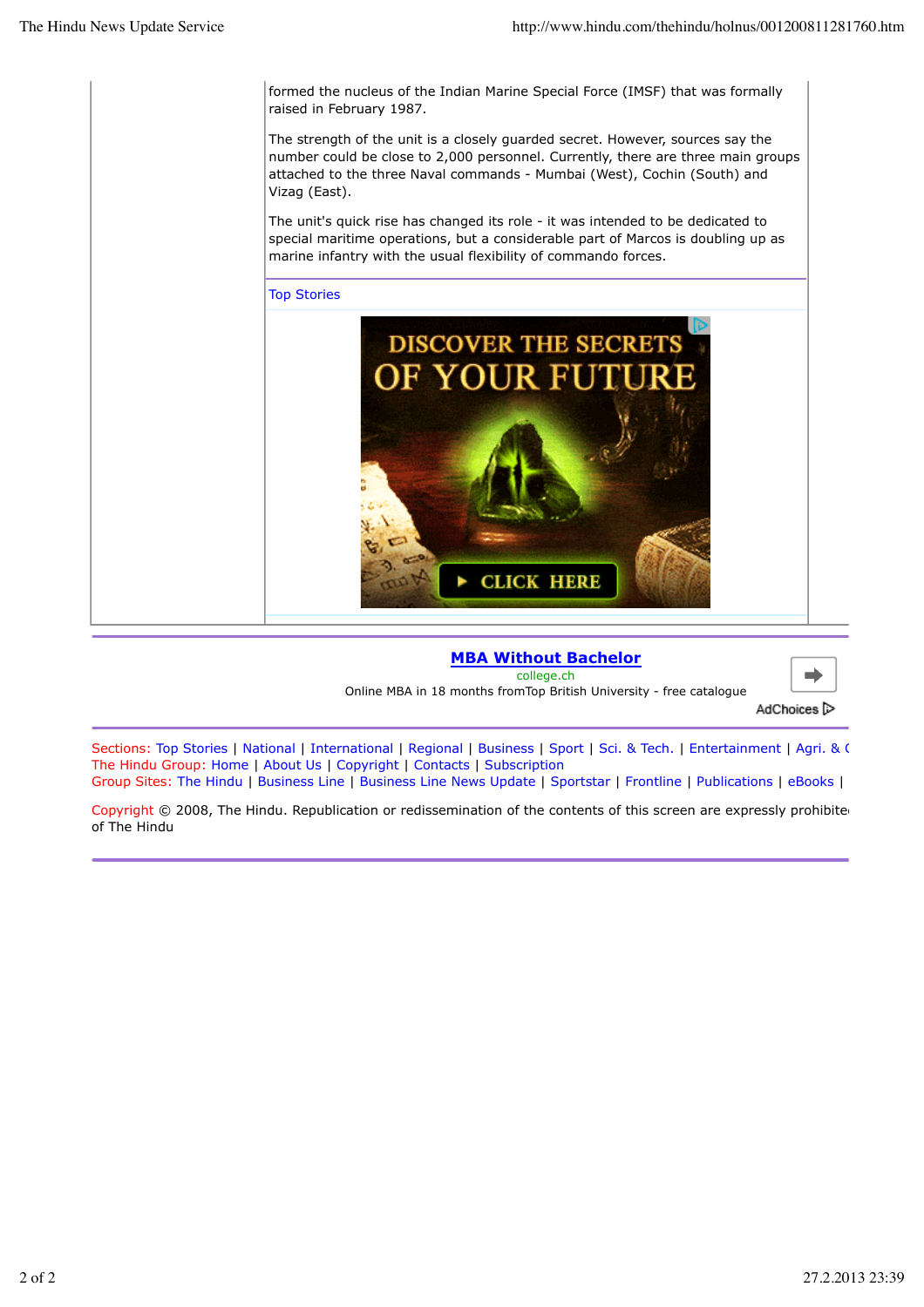formed the nucleus of the Indian Marine Special Force (IMSF) that was formally raised in February 1987.

The strength of the unit is a closely guarded secret. However, sources say the number could be close to 2,000 personnel. Currently, there are three main groups attached to the three Naval commands - Mumbai (West), Cochin (South) and Vizag (East).

The unit's quick rise has changed its role - it was intended to be dedicated to special maritime operations, but a considerable part of Marcos is doubling up as marine infantry with the usual flexibility of commando forces.

Top Stories

DISCOVER THE SECRETS OF YOUR FUTURE

CLICK HERE

**MBA Without Bachelor**
college.ch
Online MBA in 18 months fromTop British University - free catalogue

AdChoices

Sections: Top Stories | National | International | Regional | Business | Sport | Sci. & Tech. | Entertainment | Agri. & (
The Hindu Group: Home | About Us | Copyright | Contacts | Subscription
Group Sites: The Hindu | Business Line | Business Line News Update | Sportstar | Frontline | Publications | eBooks |

Copyright © 2008, The Hindu. Republication or redissemination of the contents of this screen are expressly prohibite of The Hindu